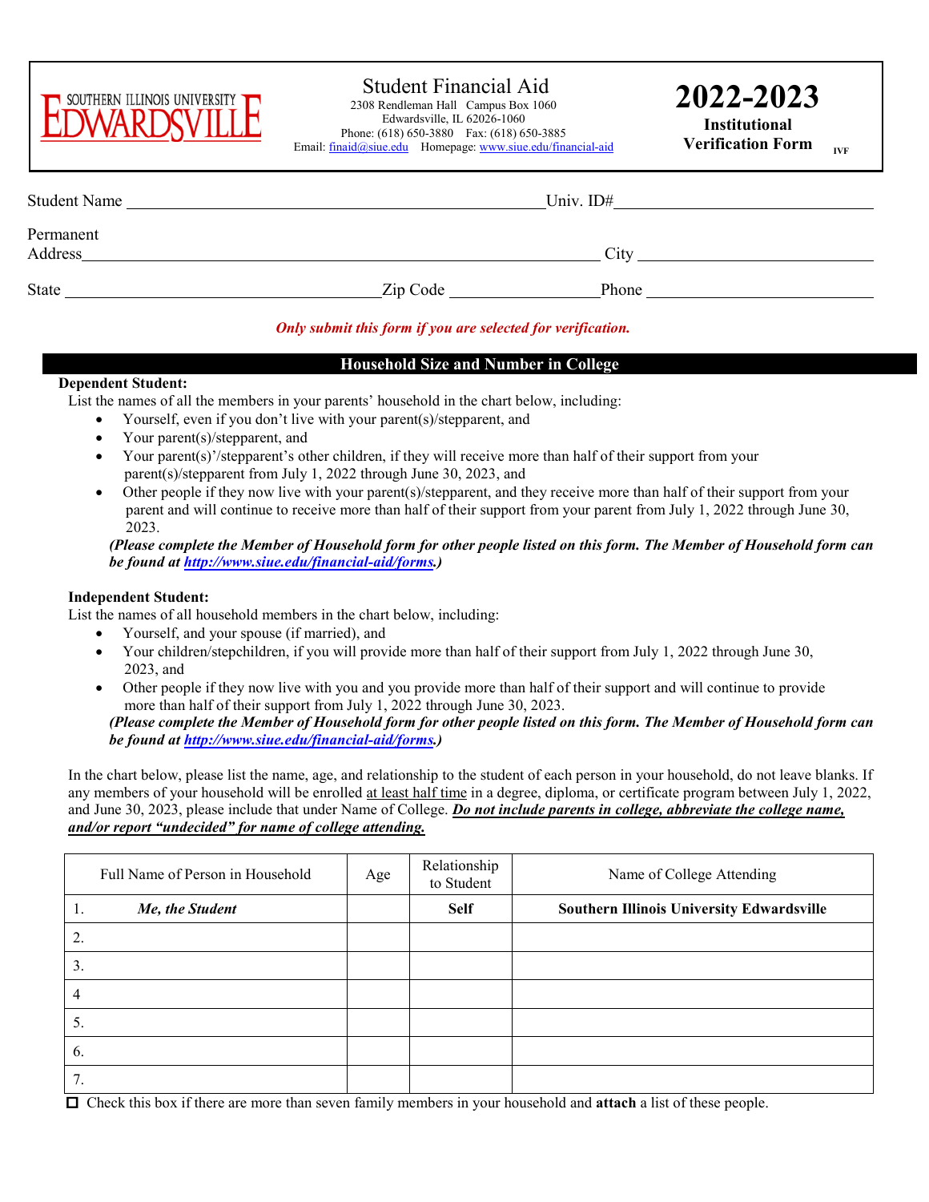SOUTHERN ILLINOIS UNIVERSITY EDWARDSVILLE

# Student Financial Aid

2308 Rendleman Hall Campus Box 1060
Edwardsville, IL 62026-1060
Phone: (618) 650-3880 Fax: (618) 650-3885
Email: finaid@siue.edu Homepage: www.siue.edu/financial-aid

# 2022-2023

**Institutional Verification Form** IVF

Student Name ______________________________ Univ. ID# ______________________

Permanent Address ______________________________ City ______________________

State ______________________ Zip Code ______________ Phone ______________________

***Only submit this form if you are selected for verification.***

## Household Size and Number in College

**Dependent Student:**

List the names of all the members in your parents' household in the chart below, including:

- Yourself, even if you don't live with your parent(s)/stepparent, and
- Your parent(s)/stepparent, and
- Your parent(s)'/stepparent's other children, if they will receive more than half of their support from your parent(s)/stepparent from July 1, 2022 through June 30, 2023, and
- Other people if they now live with your parent(s)/stepparent, and they receive more than half of their support from your parent and will continue to receive more than half of their support from your parent from July 1, 2022 through June 30, 2023.

***(Please complete the Member of Household form for other people listed on this form. The Member of Household form can be found at http://www.siue.edu/financial-aid/forms.)***

**Independent Student:**

List the names of all household members in the chart below, including:

- Yourself, and your spouse (if married), and
- Your children/stepchildren, if you will provide more than half of their support from July 1, 2022 through June 30, 2023, and
- Other people if they now live with you and you provide more than half of their support and will continue to provide more than half of their support from July 1, 2022 through June 30, 2023.

***(Please complete the Member of Household form for other people listed on this form. The Member of Household form can be found at http://www.siue.edu/financial-aid/forms.)***

In the chart below, please list the name, age, and relationship to the student of each person in your household, do not leave blanks. If any members of your household will be enrolled at least half time in a degree, diploma, or certificate program between July 1, 2022, and June 30, 2023, please include that under Name of College. ***Do not include parents in college, abbreviate the college name, and/or report "undecided" for name of college attending.***

| Full Name of Person in Household | Age | Relationship to Student | Name of College Attending |
|---|---|---|---|
| 1. ***Me, the Student*** | | **Self** | **Southern Illinois University Edwardsville** |
| 2. | | | |
| 3. | | | |
| 4 | | | |
| 5. | | | |
| 6. | | | |
| 7. | | | |

☐ Check this box if there are more than seven family members in your household and **attach** a list of these people.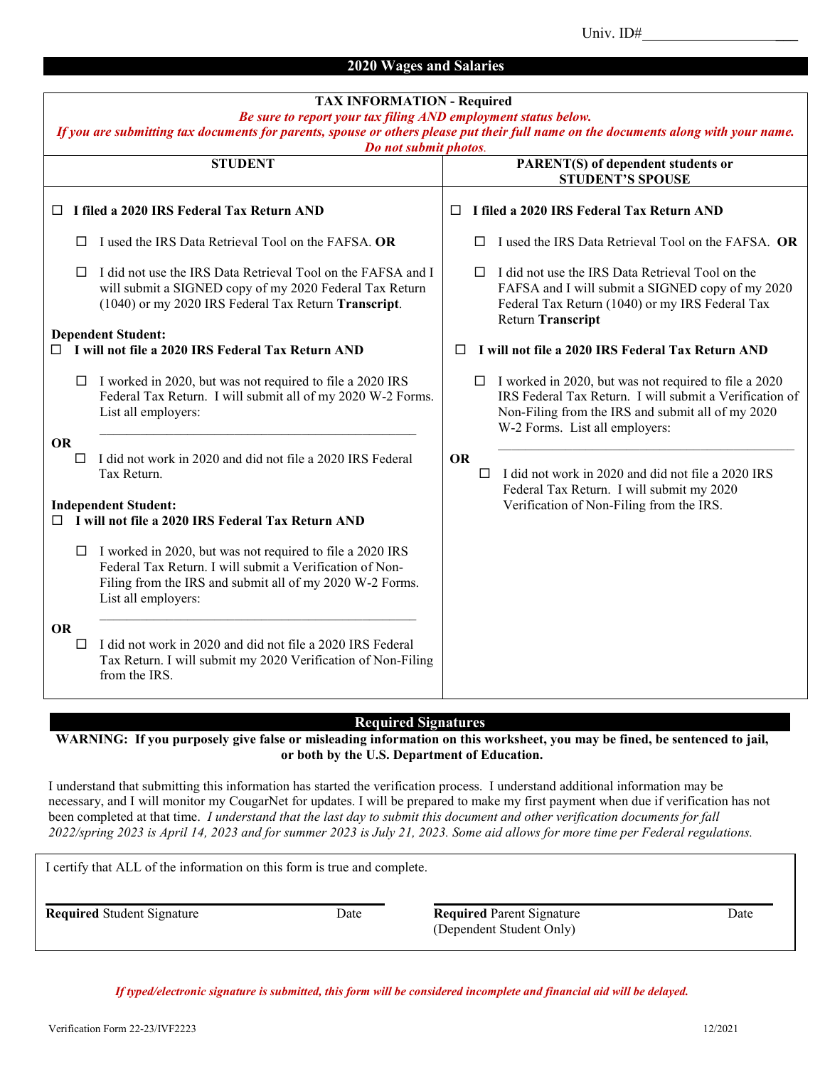Univ. ID#____________________

## 2020 Wages and Salaries

**TAX INFORMATION - Required**

***Be sure to report your tax filing AND employment status below.***

***If you are submitting tax documents for parents, spouse or others please put their full name on the documents along with your name. Do not submit photos.***

### STUDENT

☐ **I filed a 2020 IRS Federal Tax Return AND**

- ☐ I used the IRS Data Retrieval Tool on the FAFSA. **OR**
- ☐ I did not use the IRS Data Retrieval Tool on the FAFSA and I will submit a SIGNED copy of my 2020 Federal Tax Return (1040) or my 2020 IRS Federal Tax Return **Transcript**.

**Dependent Student:**

☐ **I will not file a 2020 IRS Federal Tax Return AND**

- ☐ I worked in 2020, but was not required to file a 2020 IRS Federal Tax Return. I will submit all of my 2020 W-2 Forms. List all employers:
  ______________________________________________

**OR**

- ☐ I did not work in 2020 and did not file a 2020 IRS Federal Tax Return.

**Independent Student:**

☐ **I will not file a 2020 IRS Federal Tax Return AND**

- ☐ I worked in 2020, but was not required to file a 2020 IRS Federal Tax Return. I will submit a Verification of Non-Filing from the IRS and submit all of my 2020 W-2 Forms. List all employers:
  ______________________________________________

**OR**

- ☐ I did not work in 2020 and did not file a 2020 IRS Federal Tax Return. I will submit my 2020 Verification of Non-Filing from the IRS.

### PARENT(S) of dependent students or STUDENT'S SPOUSE

☐ **I filed a 2020 IRS Federal Tax Return AND**

- ☐ I used the IRS Data Retrieval Tool on the FAFSA. **OR**
- ☐ I did not use the IRS Data Retrieval Tool on the FAFSA and I will submit a SIGNED copy of my 2020 Federal Tax Return (1040) or my IRS Federal Tax Return **Transcript**

☐ **I will not file a 2020 IRS Federal Tax Return AND**

- ☐ I worked in 2020, but was not required to file a 2020 IRS Federal Tax Return. I will submit a Verification of Non-Filing from the IRS and submit all of my 2020 W-2 Forms. List all employers:
  ______________________________________________

**OR**

- ☐ I did not work in 2020 and did not file a 2020 IRS Federal Tax Return. I will submit my 2020 Verification of Non-Filing from the IRS.

## Required Signatures

**WARNING: If you purposely give false or misleading information on this worksheet, you may be fined, be sentenced to jail, or both by the U.S. Department of Education.**

I understand that submitting this information has started the verification process. I understand additional information may be necessary, and I will monitor my CougarNet for updates. I will be prepared to make my first payment when due if verification has not been completed at that time. *I understand that the last day to submit this document and other verification documents for fall 2022/spring 2023 is April 14, 2023 and for summer 2023 is July 21, 2023. Some aid allows for more time per Federal regulations.*

I certify that ALL of the information on this form is true and complete.

| | | | |
|---|---|---|---|
| **Required** Student Signature | Date | **Required** Parent Signature (Dependent Student Only) | Date |

***If typed/electronic signature is submitted, this form will be considered incomplete and financial aid will be delayed.***

Verification Form 22-23/IVF2223 12/2021